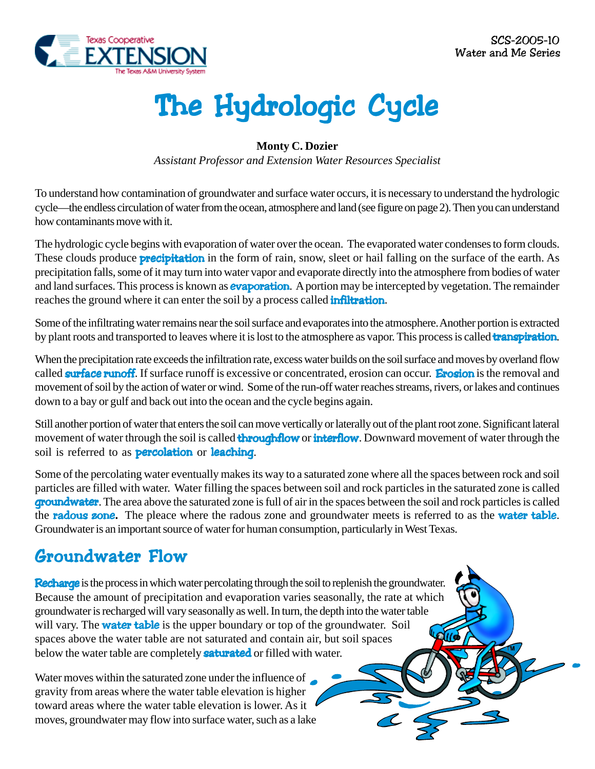SCS-2005-10
Water and Me Series

# The Hydrologic Cycle

**Monty C. Dozier**
*Assistant Professor and Extension Water Resources Specialist*

To understand how contamination of groundwater and surface water occurs, it is necessary to understand the hydrologic cycle—the endless circulation of water from the ocean, atmosphere and land (see figure on page 2). Then you can understand how contaminants move with it.

The hydrologic cycle begins with evaporation of water over the ocean. The evaporated water condenses to form clouds. These clouds produce **precipitation** in the form of rain, snow, sleet or hail falling on the surface of the earth. As precipitation falls, some of it may turn into water vapor and evaporate directly into the atmosphere from bodies of water and land surfaces. This process is known as **evaporation**. A portion may be intercepted by vegetation. The remainder reaches the ground where it can enter the soil by a process called **infiltration**.

Some of the infiltrating water remains near the soil surface and evaporates into the atmosphere. Another portion is extracted by plant roots and transported to leaves where it is lost to the atmosphere as vapor. This process is called **transpiration**.

When the precipitation rate exceeds the infiltration rate, excess water builds on the soil surface and moves by overland flow called **surface runoff**. If surface runoff is excessive or concentrated, erosion can occur. **Erosion** is the removal and movement of soil by the action of water or wind. Some of the run-off water reaches streams, rivers, or lakes and continues down to a bay or gulf and back out into the ocean and the cycle begins again.

Still another portion of water that enters the soil can move vertically or laterally out of the plant root zone. Significant lateral movement of water through the soil is called **throughflow** or **interflow**. Downward movement of water through the soil is referred to as **percolation** or **leaching**.

Some of the percolating water eventually makes its way to a saturated zone where all the spaces between rock and soil particles are filled with water. Water filling the spaces between soil and rock particles in the saturated zone is called **groundwater**. The area above the saturated zone is full of air in the spaces between the soil and rock particles is called the **radous zone.** The pleace where the radous zone and groundwater meets is referred to as the **water table**. Groundwater is an important source of water for human consumption, particularly in West Texas.

## Groundwater Flow

**Recharge** is the process in which water percolating through the soil to replenish the groundwater. Because the amount of precipitation and evaporation varies seasonally, the rate at which groundwater is recharged will vary seasonally as well. In turn, the depth into the water table will vary. The **water table** is the upper boundary or top of the groundwater. Soil spaces above the water table are not saturated and contain air, but soil spaces below the water table are completely **saturated** or filled with water.

Water moves within the saturated zone under the influence of gravity from areas where the water table elevation is higher toward areas where the water table elevation is lower. As it moves, groundwater may flow into surface water, such as a lake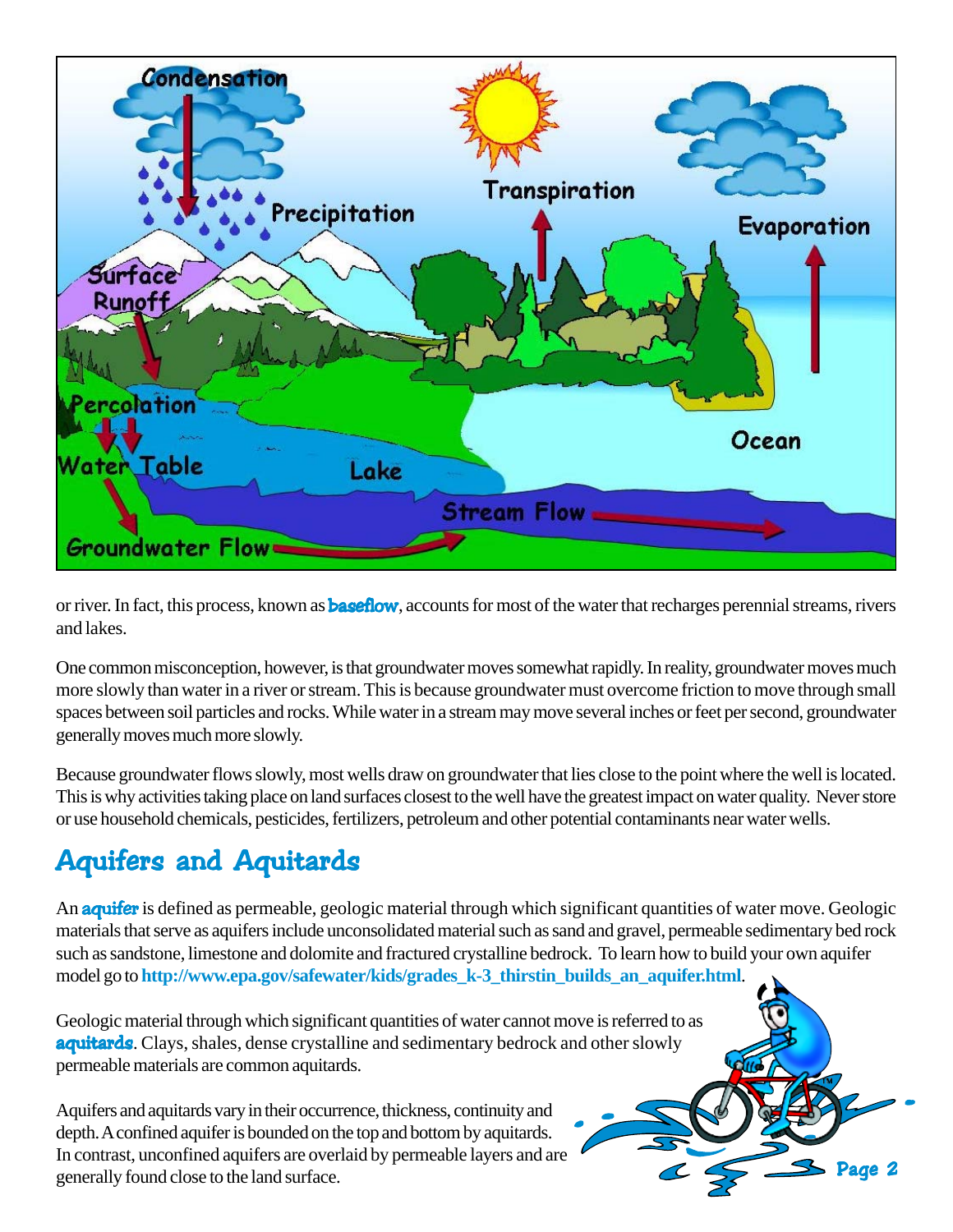or river. In fact, this process, known as **baseflow**, accounts for most of the water that recharges perennial streams, rivers and lakes.

One common misconception, however, is that groundwater moves somewhat rapidly. In reality, groundwater moves much more slowly than water in a river or stream. This is because groundwater must overcome friction to move through small spaces between soil particles and rocks. While water in a stream may move several inches or feet per second, groundwater generally moves much more slowly.

Because groundwater flows slowly, most wells draw on groundwater that lies close to the point where the well is located. This is why activities taking place on land surfaces closest to the well have the greatest impact on water quality. Never store or use household chemicals, pesticides, fertilizers, petroleum and other potential contaminants near water wells.

## Aquifers and Aquitards

An **aquifer** is defined as permeable, geologic material through which significant quantities of water move. Geologic materials that serve as aquifers include unconsolidated material such as sand and gravel, permeable sedimentary bed rock such as sandstone, limestone and dolomite and fractured crystalline bedrock. To learn how to build your own aquifer model go to **http://www.epa.gov/safewater/kids/grades_k-3_thirstin_builds_an_aquifer.html**.

Geologic material through which significant quantities of water cannot move is referred to as **aquitards**. Clays, shales, dense crystalline and sedimentary bedrock and other slowly permeable materials are common aquitards.

Aquifers and aquitards vary in their occurrence, thickness, continuity and depth. A confined aquifer is bounded on the top and bottom by aquitards. In contrast, unconfined aquifers are overlaid by permeable layers and are generally found close to the land surface.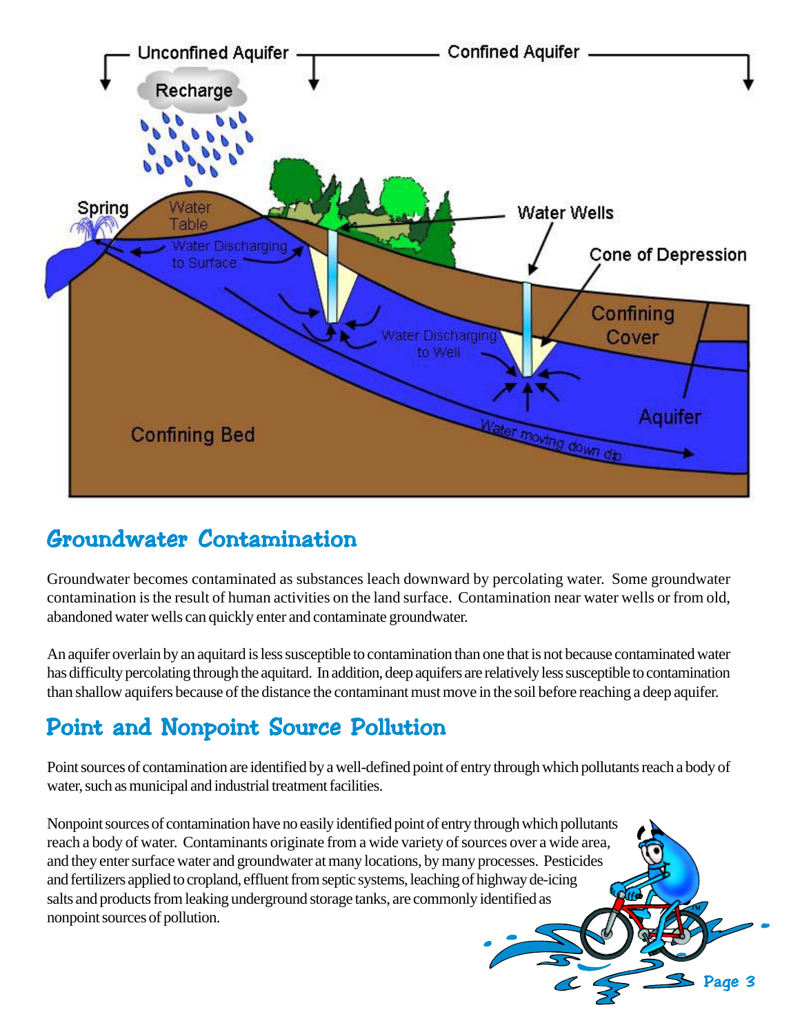## Groundwater Contamination

Groundwater becomes contaminated as substances leach downward by percolating water. Some groundwater contamination is the result of human activities on the land surface. Contamination near water wells or from old, abandoned water wells can quickly enter and contaminate groundwater.

An aquifer overlain by an aquitard is less susceptible to contamination than one that is not because contaminated water has difficulty percolating through the aquitard. In addition, deep aquifers are relatively less susceptible to contamination than shallow aquifers because of the distance the contaminant must move in the soil before reaching a deep aquifer.

## Point and Nonpoint Source Pollution

Point sources of contamination are identified by a well-defined point of entry through which pollutants reach a body of water, such as municipal and industrial treatment facilities.

Nonpoint sources of contamination have no easily identified point of entry through which pollutants reach a body of water. Contaminants originate from a wide variety of sources over a wide area, and they enter surface water and groundwater at many locations, by many processes. Pesticides and fertilizers applied to cropland, effluent from septic systems, leaching of highway de-icing salts and products from leaking underground storage tanks, are commonly identified as nonpoint sources of pollution.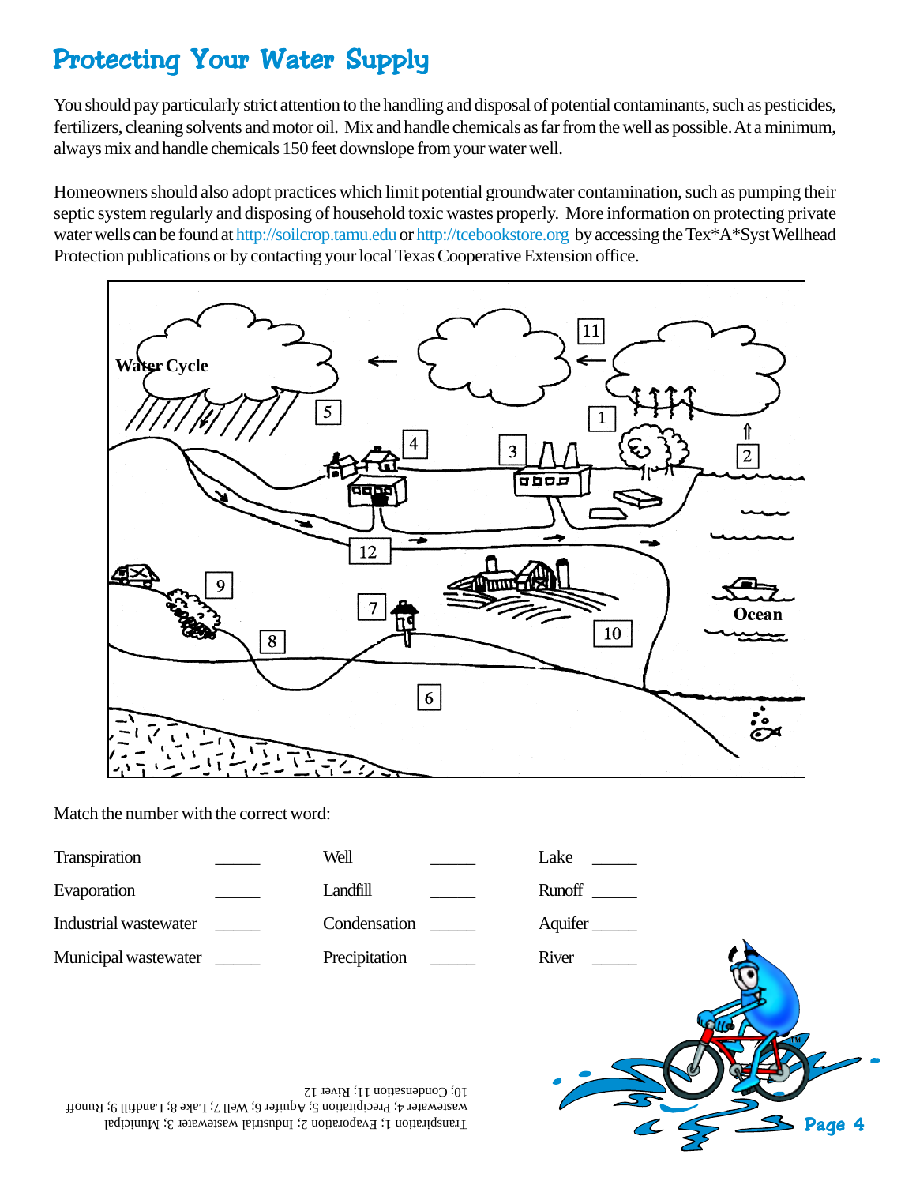# Protecting Your Water Supply

You should pay particularly strict attention to the handling and disposal of potential contaminants, such as pesticides, fertilizers, cleaning solvents and motor oil. Mix and handle chemicals as far from the well as possible. At a minimum, always mix and handle chemicals 150 feet downslope from your water well.

Homeowners should also adopt practices which limit potential groundwater contamination, such as pumping their septic system regularly and disposing of household toxic wastes properly. More information on protecting private water wells can be found at http://soilcrop.tamu.edu or http://tcebookstore.org by accessing the Tex*A*Syst Wellhead Protection publications or by contacting your local Texas Cooperative Extension office.

Match the number with the correct word:

| | | | | | |
|---|---|---|---|---|---|
| Transpiration | _____ | Well | _____ | Lake | _____ |
| Evaporation | _____ | Landfill | _____ | Runoff | _____ |
| Industrial wastewater | _____ | Condensation | _____ | Aquifer | _____ |
| Municipal wastewater | _____ | Precipitation | _____ | River | _____ |

Transpiration 1; Evaporation 2; Industrial wastewater 3; Municipal wastewater 4; Precipitation 5; Aquifer 6; Well 7; Lake 8; Landfill 9; Runoff 10; Condensation 11; River 12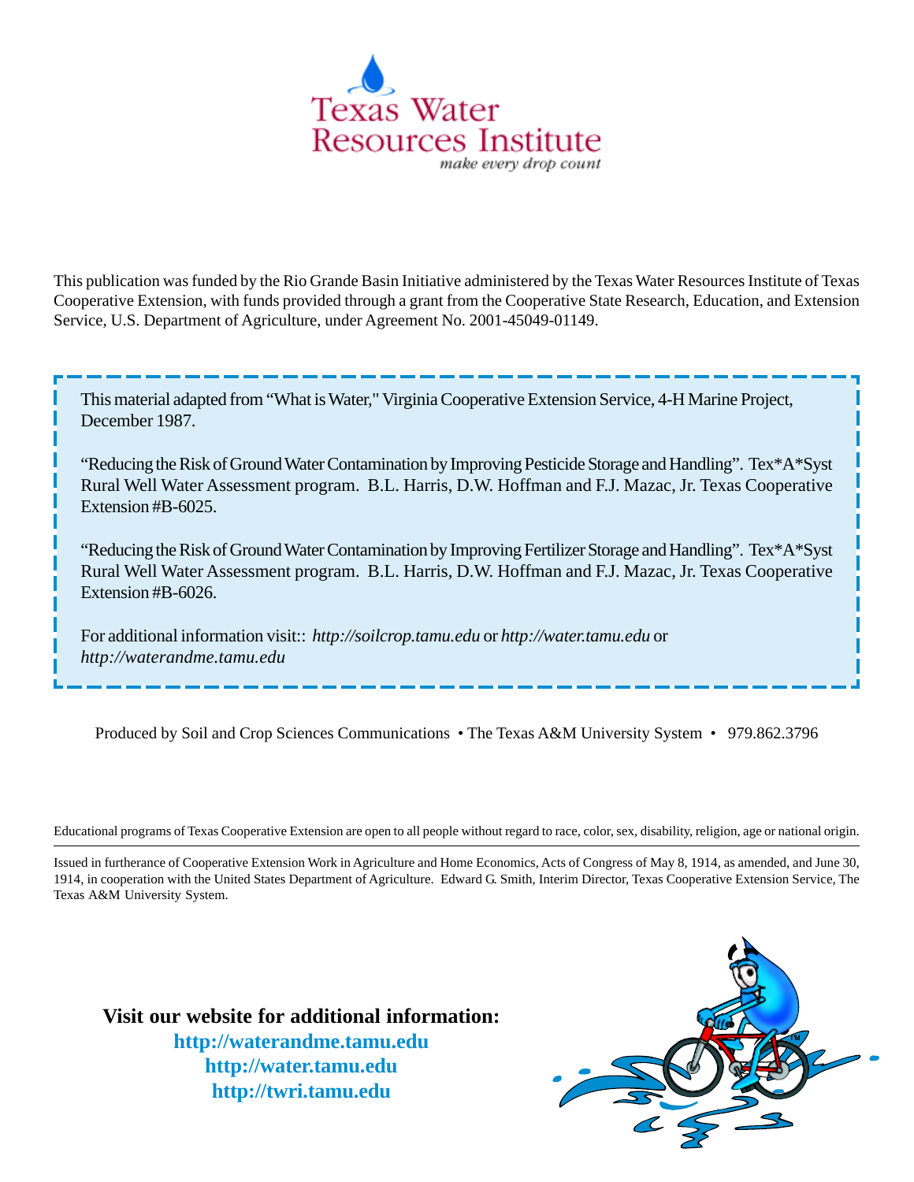Texas Water Resources Institute

*make every drop count*

This publication was funded by the Rio Grande Basin Initiative administered by the Texas Water Resources Institute of Texas Cooperative Extension, with funds provided through a grant from the Cooperative State Research, Education, and Extension Service, U.S. Department of Agriculture, under Agreement No. 2001-45049-01149.

This material adapted from "What is Water," Virginia Cooperative Extension Service, 4-H Marine Project, December 1987.

"Reducing the Risk of Ground Water Contamination by Improving Pesticide Storage and Handling". Tex*A*Syst Rural Well Water Assessment program. B.L. Harris, D.W. Hoffman and F.J. Mazac, Jr. Texas Cooperative Extension #B-6025.

"Reducing the Risk of Ground Water Contamination by Improving Fertilizer Storage and Handling". Tex*A*Syst Rural Well Water Assessment program. B.L. Harris, D.W. Hoffman and F.J. Mazac, Jr. Texas Cooperative Extension #B-6026.

For additional information visit:: *http://soilcrop.tamu.edu* or *http://water.tamu.edu* or *http://waterandme.tamu.edu*

Produced by Soil and Crop Sciences Communications • The Texas A&M University System • 979.862.3796

Educational programs of Texas Cooperative Extension are open to all people without regard to race, color, sex, disability, religion, age or national origin.

Issued in furtherance of Cooperative Extension Work in Agriculture and Home Economics, Acts of Congress of May 8, 1914, as amended, and June 30, 1914, in cooperation with the United States Department of Agriculture. Edward G. Smith, Interim Director, Texas Cooperative Extension Service, The Texas A&M University System.

**Visit our website for additional information:**

**http://waterandme.tamu.edu**

**http://water.tamu.edu**

**http://twri.tamu.edu**